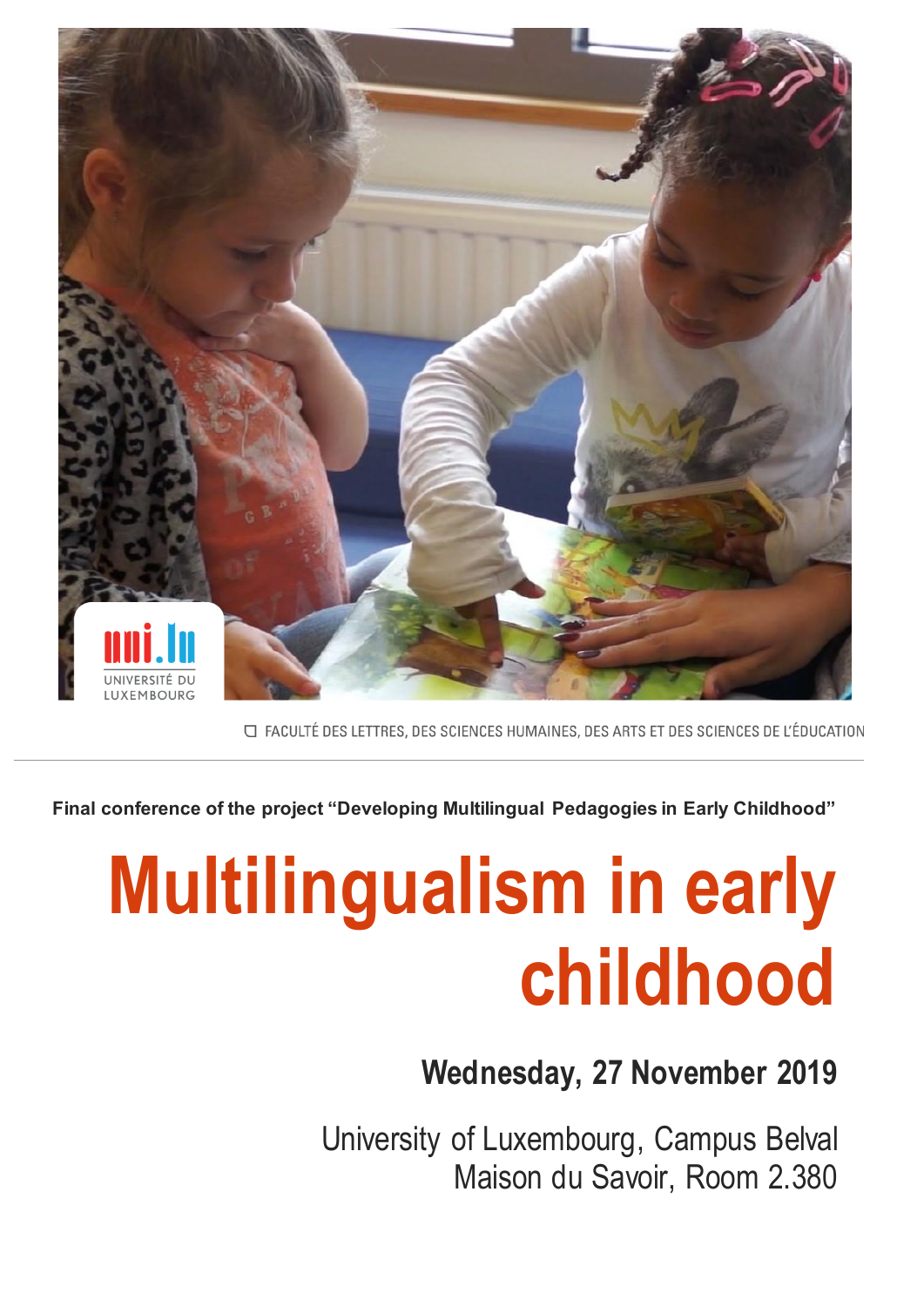UNIVERSITÉ DU LUXEMBOURG

FACULTÉ DES LETTRES, DES SCIENCES HUMAINES, DES ARTS ET DES SCIENCES DE L'ÉDUCATION

**Final conference of the project "Developing Multilingual Pedagogies in Early Childhood"**

# Multilingualism in early childhood

## Wednesday, 27 November 2019

University of Luxembourg, Campus Belval
Maison du Savoir, Room 2.380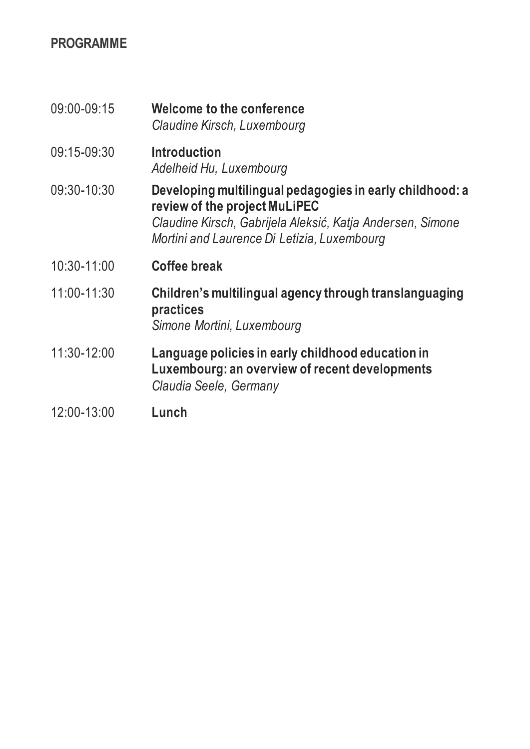## PROGRAMME

| | |
|---|---|
| 09:00-09:15 | **Welcome to the conference**<br>*Claudine Kirsch, Luxembourg* |
| 09:15-09:30 | **Introduction**<br>*Adelheid Hu, Luxembourg* |
| 09:30-10:30 | **Developing multilingual pedagogies in early childhood: a review of the project MuLiPEC**<br>*Claudine Kirsch, Gabrijela Aleksić, Katja Andersen, Simone Mortini and Laurence Di Letizia, Luxembourg* |
| 10:30-11:00 | **Coffee break** |
| 11:00-11:30 | **Children's multilingual agency through translanguaging practices**<br>*Simone Mortini, Luxembourg* |
| 11:30-12:00 | **Language policies in early childhood education in Luxembourg: an overview of recent developments**<br>*Claudia Seele, Germany* |
| 12:00-13:00 | **Lunch** |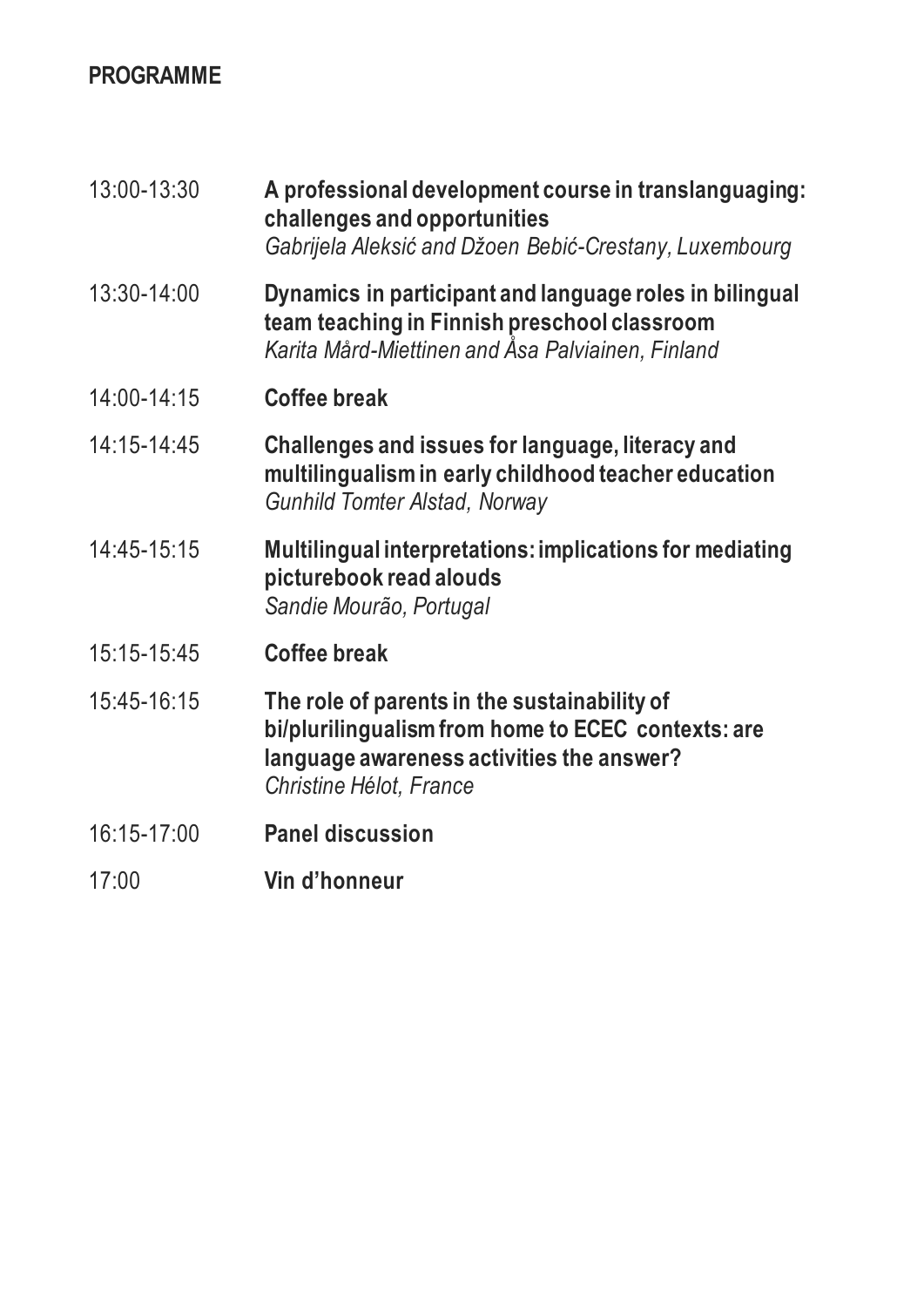## PROGRAMME

| | |
|---|---|
| 13:00-13:30 | **A professional development course in translanguaging: challenges and opportunities**<br>*Gabrijela Aleksić and Džoen Bebić-Crestany, Luxembourg* |
| 13:30-14:00 | **Dynamics in participant and language roles in bilingual team teaching in Finnish preschool classroom**<br>*Karita Mård-Miettinen and Åsa Palviainen, Finland* |
| 14:00-14:15 | **Coffee break** |
| 14:15-14:45 | **Challenges and issues for language, literacy and multilingualism in early childhood teacher education**<br>*Gunhild Tomter Alstad, Norway* |
| 14:45-15:15 | **Multilingual interpretations: implications for mediating picturebook read alouds**<br>*Sandie Mourão, Portugal* |
| 15:15-15:45 | **Coffee break** |
| 15:45-16:15 | **The role of parents in the sustainability of bi/plurilingualism from home to ECEC contexts: are language awareness activities the answer?**<br>*Christine Hélot, France* |
| 16:15-17:00 | **Panel discussion** |
| 17:00 | **Vin d'honneur** |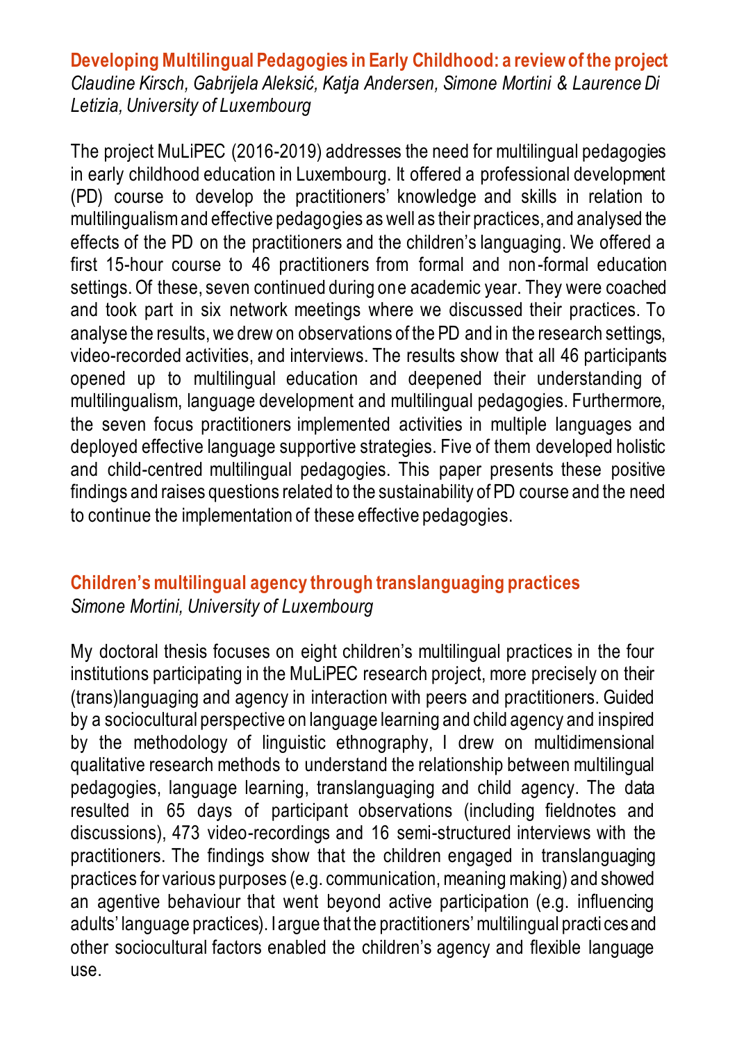## Developing Multilingual Pedagogies in Early Childhood: a review of the project

*Claudine Kirsch, Gabrijela Aleksić, Katja Andersen, Simone Mortini & Laurence Di Letizia, University of Luxembourg*

The project MuLiPEC (2016-2019) addresses the need for multilingual pedagogies in early childhood education in Luxembourg. It offered a professional development (PD) course to develop the practitioners' knowledge and skills in relation to multilingualism and effective pedagogies as well as their practices, and analysed the effects of the PD on the practitioners and the children's languaging. We offered a first 15-hour course to 46 practitioners from formal and non-formal education settings. Of these, seven continued during one academic year. They were coached and took part in six network meetings where we discussed their practices. To analyse the results, we drew on observations of the PD and in the research settings, video-recorded activities, and interviews. The results show that all 46 participants opened up to multilingual education and deepened their understanding of multilingualism, language development and multilingual pedagogies. Furthermore, the seven focus practitioners implemented activities in multiple languages and deployed effective language supportive strategies. Five of them developed holistic and child-centred multilingual pedagogies. This paper presents these positive findings and raises questions related to the sustainability of PD course and the need to continue the implementation of these effective pedagogies.

## Children's multilingual agency through translanguaging practices

*Simone Mortini, University of Luxembourg*

My doctoral thesis focuses on eight children's multilingual practices in the four institutions participating in the MuLiPEC research project, more precisely on their (trans)languaging and agency in interaction with peers and practitioners. Guided by a sociocultural perspective on language learning and child agency and inspired by the methodology of linguistic ethnography, I drew on multidimensional qualitative research methods to understand the relationship between multilingual pedagogies, language learning, translanguaging and child agency. The data resulted in 65 days of participant observations (including fieldnotes and discussions), 473 video-recordings and 16 semi-structured interviews with the practitioners. The findings show that the children engaged in translanguaging practices for various purposes (e.g. communication, meaning making) and showed an agentive behaviour that went beyond active participation (e.g. influencing adults' language practices). I argue that the practitioners' multilingual practices and other sociocultural factors enabled the children's agency and flexible language use.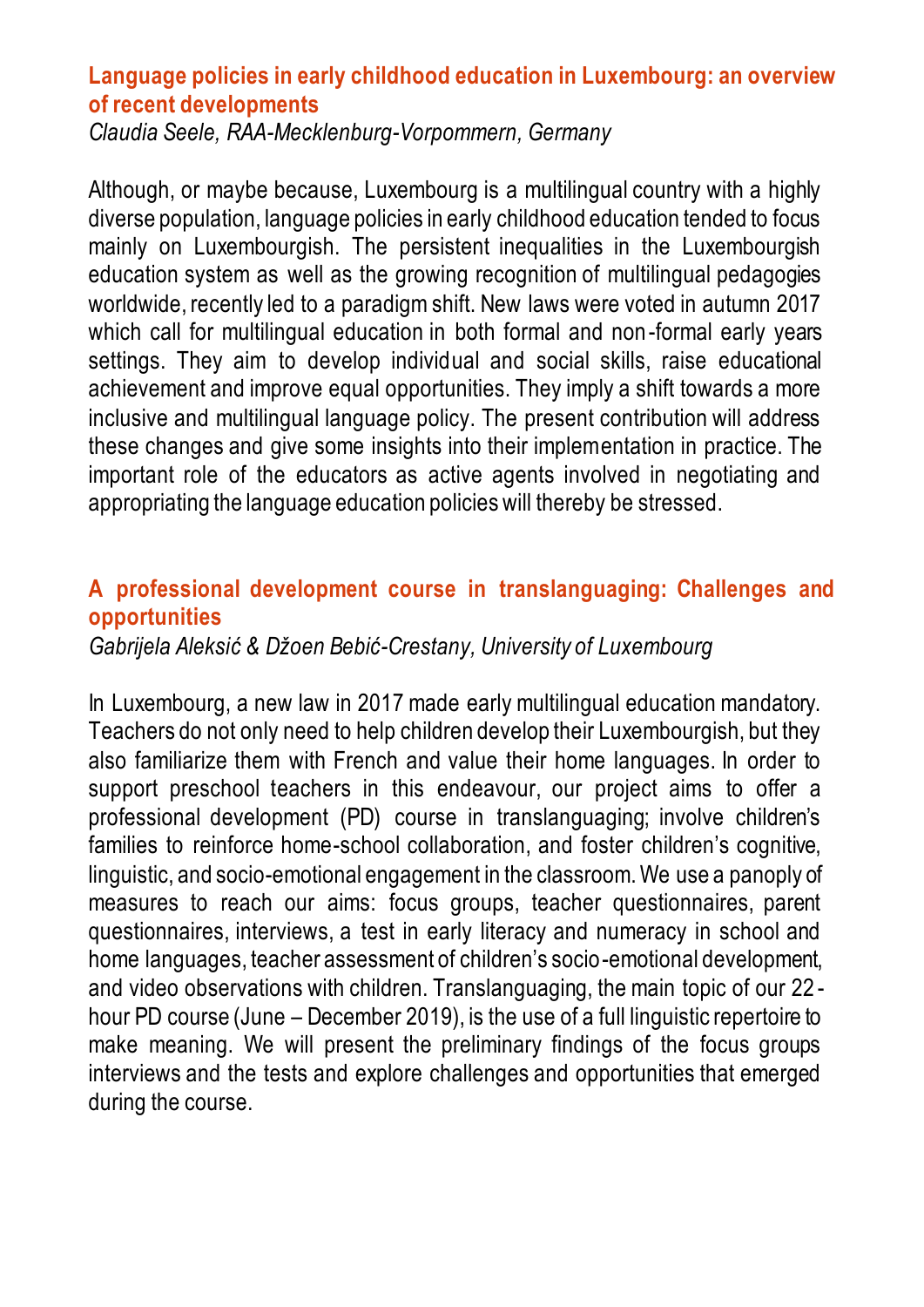## Language policies in early childhood education in Luxembourg: an overview of recent developments

*Claudia Seele, RAA-Mecklenburg-Vorpommern, Germany*

Although, or maybe because, Luxembourg is a multilingual country with a highly diverse population, language policies in early childhood education tended to focus mainly on Luxembourgish. The persistent inequalities in the Luxembourgish education system as well as the growing recognition of multilingual pedagogies worldwide, recently led to a paradigm shift. New laws were voted in autumn 2017 which call for multilingual education in both formal and non-formal early years settings. They aim to develop individual and social skills, raise educational achievement and improve equal opportunities. They imply a shift towards a more inclusive and multilingual language policy. The present contribution will address these changes and give some insights into their implementation in practice. The important role of the educators as active agents involved in negotiating and appropriating the language education policies will thereby be stressed.

## A professional development course in translanguaging: Challenges and opportunities

*Gabrijela Aleksić & Džoen Bebić-Crestany, University of Luxembourg*

In Luxembourg, a new law in 2017 made early multilingual education mandatory. Teachers do not only need to help children develop their Luxembourgish, but they also familiarize them with French and value their home languages. In order to support preschool teachers in this endeavour, our project aims to offer a professional development (PD) course in translanguaging; involve children's families to reinforce home-school collaboration, and foster children's cognitive, linguistic, and socio-emotional engagement in the classroom. We use a panoply of measures to reach our aims: focus groups, teacher questionnaires, parent questionnaires, interviews, a test in early literacy and numeracy in school and home languages, teacher assessment of children's socio-emotional development, and video observations with children. Translanguaging, the main topic of our 22-hour PD course (June – December 2019), is the use of a full linguistic repertoire to make meaning. We will present the preliminary findings of the focus groups interviews and the tests and explore challenges and opportunities that emerged during the course.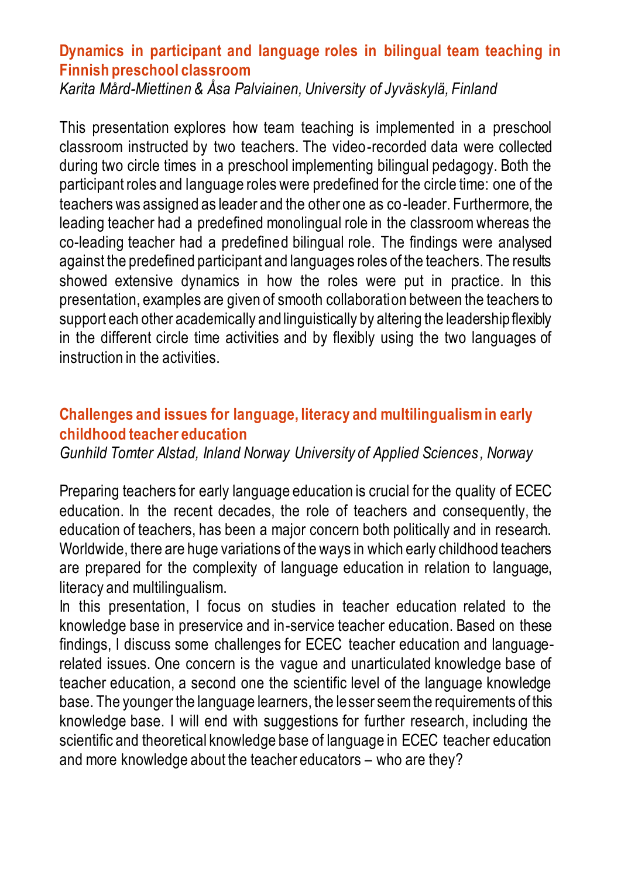## Dynamics in participant and language roles in bilingual team teaching in Finnish preschool classroom

*Karita Mård-Miettinen & Åsa Palviainen, University of Jyväskylä, Finland*

This presentation explores how team teaching is implemented in a preschool classroom instructed by two teachers. The video-recorded data were collected during two circle times in a preschool implementing bilingual pedagogy. Both the participant roles and language roles were predefined for the circle time: one of the teachers was assigned as leader and the other one as co-leader. Furthermore, the leading teacher had a predefined monolingual role in the classroom whereas the co-leading teacher had a predefined bilingual role. The findings were analysed against the predefined participant and languages roles of the teachers. The results showed extensive dynamics in how the roles were put in practice. In this presentation, examples are given of smooth collaboration between the teachers to support each other academically and linguistically by altering the leadership flexibly in the different circle time activities and by flexibly using the two languages of instruction in the activities.

## Challenges and issues for language, literacy and multilingualism in early childhood teacher education

*Gunhild Tomter Alstad, Inland Norway University of Applied Sciences, Norway*

Preparing teachers for early language education is crucial for the quality of ECEC education. In the recent decades, the role of teachers and consequently, the education of teachers, has been a major concern both politically and in research. Worldwide, there are huge variations of the ways in which early childhood teachers are prepared for the complexity of language education in relation to language, literacy and multilingualism.

In this presentation, I focus on studies in teacher education related to the knowledge base in preservice and in-service teacher education. Based on these findings, I discuss some challenges for ECEC teacher education and language-related issues. One concern is the vague and unarticulated knowledge base of teacher education, a second one the scientific level of the language knowledge base. The younger the language learners, the lesser seem the requirements of this knowledge base. I will end with suggestions for further research, including the scientific and theoretical knowledge base of language in ECEC teacher education and more knowledge about the teacher educators – who are they?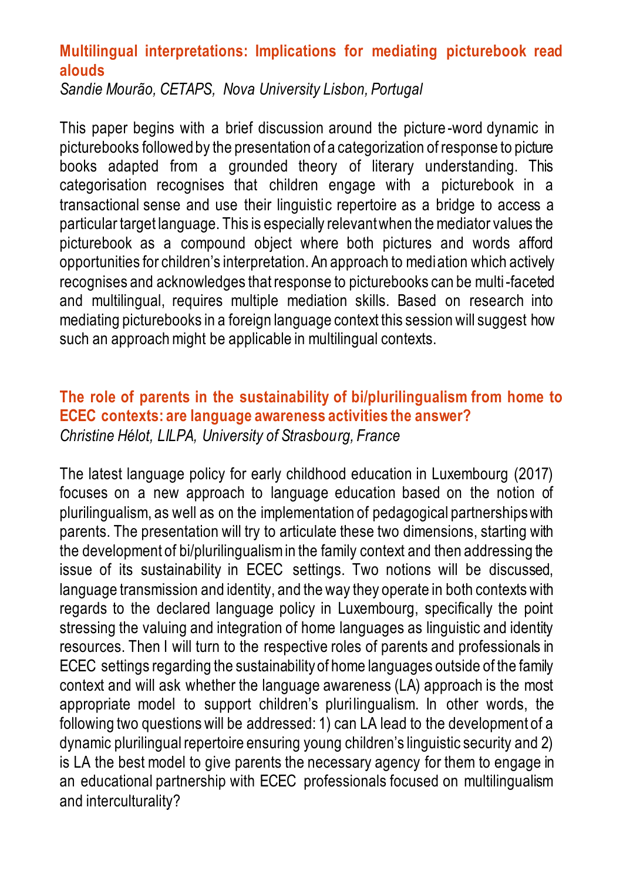## Multilingual interpretations: Implications for mediating picturebook read alouds

*Sandie Mourão, CETAPS, Nova University Lisbon, Portugal*

This paper begins with a brief discussion around the picture-word dynamic in picturebooks followed by the presentation of a categorization of response to picture books adapted from a grounded theory of literary understanding. This categorisation recognises that children engage with a picturebook in a transactional sense and use their linguistic repertoire as a bridge to access a particular target language. This is especially relevant when the mediator values the picturebook as a compound object where both pictures and words afford opportunities for children's interpretation. An approach to mediation which actively recognises and acknowledges that response to picturebooks can be multi-faceted and multilingual, requires multiple mediation skills. Based on research into mediating picturebooks in a foreign language context this session will suggest how such an approach might be applicable in multilingual contexts.

## The role of parents in the sustainability of bi/plurilingualism from home to ECEC contexts: are language awareness activities the answer?

*Christine Hélot, LILPA, University of Strasbourg, France*

The latest language policy for early childhood education in Luxembourg (2017) focuses on a new approach to language education based on the notion of plurilingualism, as well as on the implementation of pedagogical partnerships with parents. The presentation will try to articulate these two dimensions, starting with the development of bi/plurilingualism in the family context and then addressing the issue of its sustainability in ECEC settings. Two notions will be discussed, language transmission and identity, and the way they operate in both contexts with regards to the declared language policy in Luxembourg, specifically the point stressing the valuing and integration of home languages as linguistic and identity resources. Then I will turn to the respective roles of parents and professionals in ECEC settings regarding the sustainability of home languages outside of the family context and will ask whether the language awareness (LA) approach is the most appropriate model to support children's plurilingualism. In other words, the following two questions will be addressed: 1) can LA lead to the development of a dynamic plurilingual repertoire ensuring young children's linguistic security and 2) is LA the best model to give parents the necessary agency for them to engage in an educational partnership with ECEC professionals focused on multilingualism and interculturality?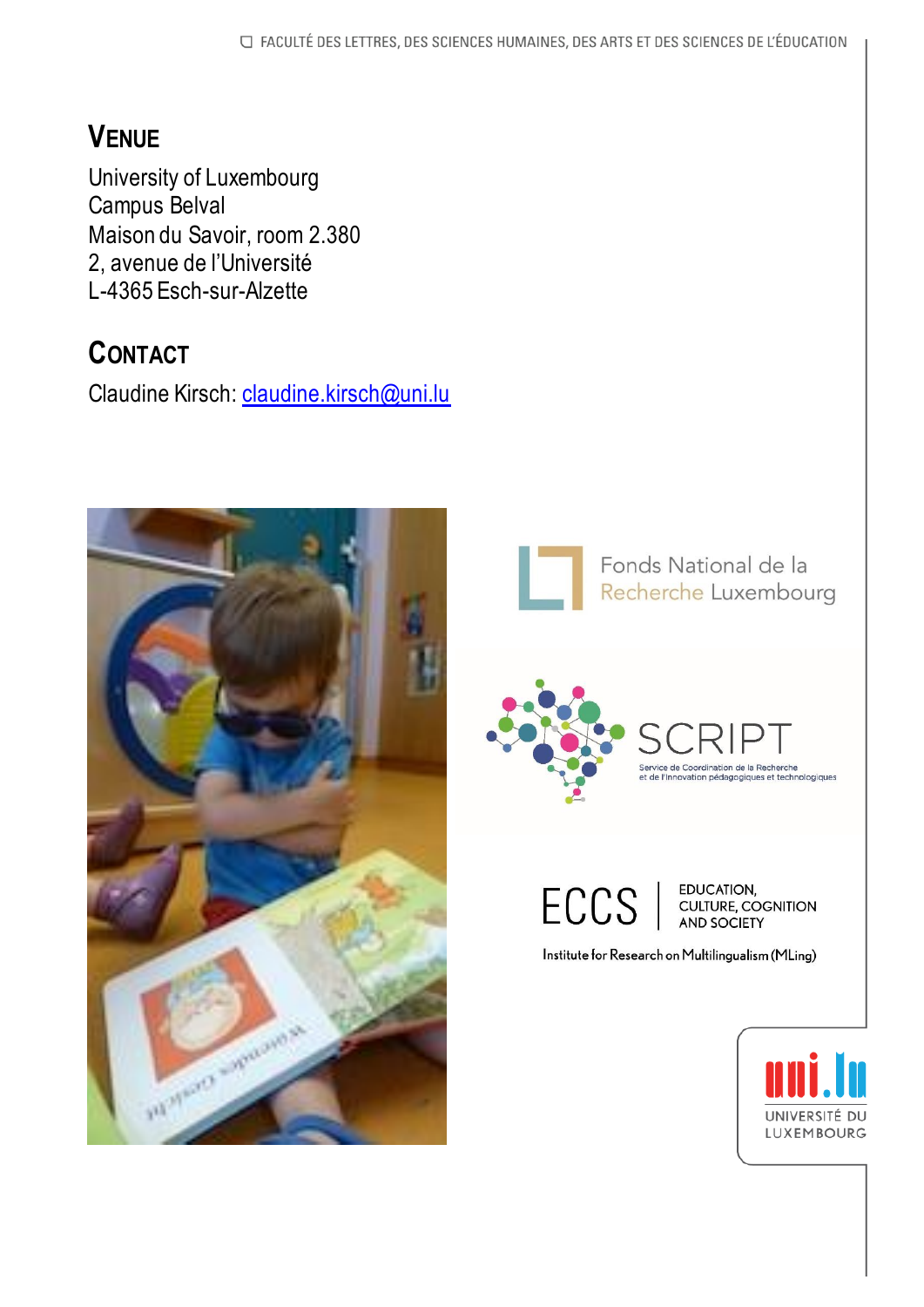## Venue

University of Luxembourg
Campus Belval
Maison du Savoir, room 2.380
2, avenue de l'Université
L-4365 Esch-sur-Alzette

## Contact

Claudine Kirsch: claudine.kirsch@uni.lu

Fonds National de la Recherche Luxembourg

SCRIPT
Service de Coordination de la Recherche et de l'Innovation pédagogiques et technologiques

ECCS | EDUCATION, CULTURE, COGNITION AND SOCIETY
Institute for Research on Multilingualism (MLing)

UNIVERSITÉ DU LUXEMBOURG